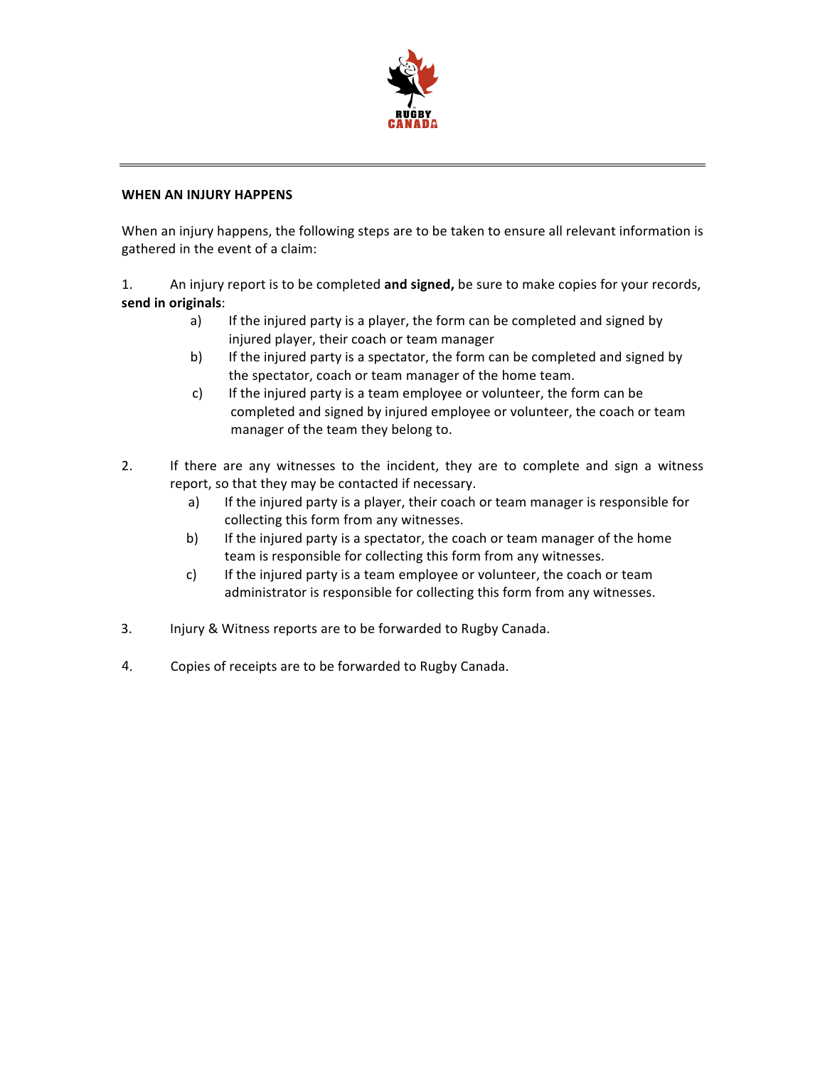# WHEN AN INJURY HAPPENS

When an injury happens, the following steps are to be taken to ensure all relevant information is gathered in the event of a claim:

1. An injury report is to be completed **and signed,** be sure to make copies for your records, **send in originals**:
   a) If the injured party is a player, the form can be completed and signed by injured player, their coach or team manager
   b) If the injured party is a spectator, the form can be completed and signed by the spectator, coach or team manager of the home team.
   c) If the injured party is a team employee or volunteer, the form can be completed and signed by injured employee or volunteer, the coach or team manager of the team they belong to.

2. If there are any witnesses to the incident, they are to complete and sign a witness report, so that they may be contacted if necessary.
   a) If the injured party is a player, their coach or team manager is responsible for collecting this form from any witnesses.
   b) If the injured party is a spectator, the coach or team manager of the home team is responsible for collecting this form from any witnesses.
   c) If the injured party is a team employee or volunteer, the coach or team administrator is responsible for collecting this form from any witnesses.

3. Injury & Witness reports are to be forwarded to Rugby Canada.

4. Copies of receipts are to be forwarded to Rugby Canada.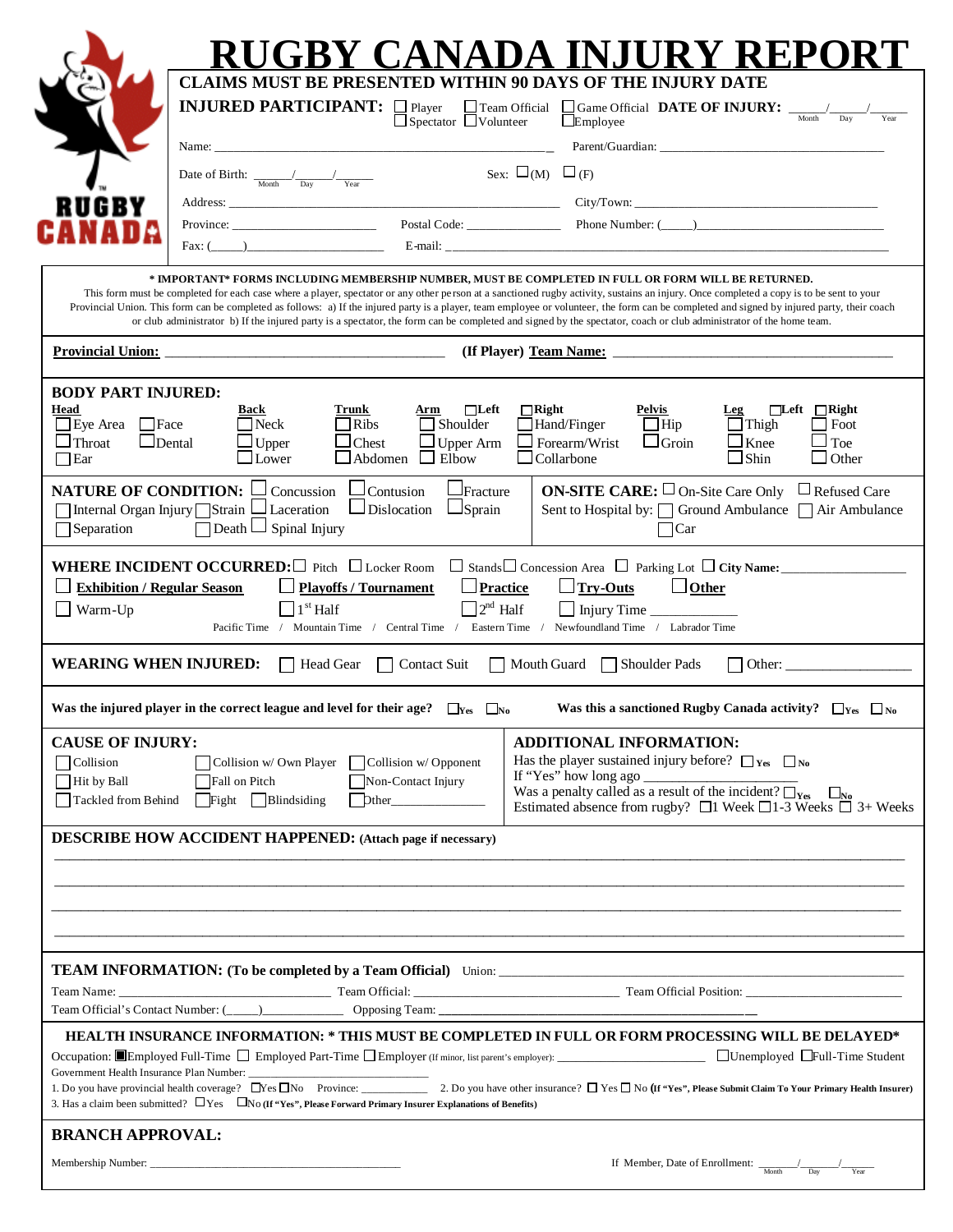# RUGBY CANADA INJURY REPORT

**CLAIMS MUST BE PRESENTED WITHIN 90 DAYS OF THE INJURY DATE**

**INJURED PARTICIPANT:** ☐ Player ☐ Team Official ☐ Game Official ☐ Spectator ☐ Volunteer ☐ Employee **DATE OF INJURY:** _____/_____/_____ (Month / Day / Year)

Name: ______________________________ Parent/Guardian: ______________________________

Date of Birth: _____/_____/_____ (Month / Day / Year) Sex: ☐ (M) ☐ (F)

Address: ______________________________ City/Town: ______________________________

Province: ____________________ Postal Code: ______________ Phone Number: (_____)____________________

Fax: (_____)____________________ E-mail: ______________________________

**\* IMPORTANT\* FORMS INCLUDING MEMBERSHIP NUMBER, MUST BE COMPLETED IN FULL OR FORM WILL BE RETURNED.**

This form must be completed for each case where a player, spectator or any other person at a sanctioned rugby activity, sustains an injury. Once completed a copy is to be sent to your Provincial Union. This form can be completed as follows: a) If the injured party is a player, team employee or volunteer, the form can be completed and signed by injured party, their coach or club administrator b) If the injured party is a spectator, the form can be completed and signed by the spectator, coach or club administrator of the home team.

**Provincial Union:** ______________________________ **(If Player) Team Name:** ______________________________

## BODY PART INJURED:

**Head**: ☐ Eye Area ☐ Face ☐ Throat ☐ Dental ☐ Ear

**Back**: ☐ Neck ☐ Upper ☐ Lower

**Trunk**: ☐ Ribs ☐ Chest ☐ Abdomen

**Arm** ☐ Left ☐ Right: ☐ Shoulder ☐ Upper Arm ☐ Elbow ☐ Hand/Finger ☐ Forearm/Wrist ☐ Collarbone

**Pelvis**: ☐ Hip ☐ Groin

**Leg** ☐ Left ☐ Right: ☐ Thigh ☐ Knee ☐ Shin ☐ Foot ☐ Toe ☐ Other

**NATURE OF CONDITION:** ☐ Concussion ☐ Contusion ☐ Fracture ☐ Internal Organ Injury ☐ Strain ☐ Laceration ☐ Dislocation ☐ Sprain ☐ Separation ☐ Death ☐ Spinal Injury

**ON-SITE CARE:** ☐ On-Site Care Only ☐ Refused Care
Sent to Hospital by: ☐ Ground Ambulance ☐ Air Ambulance ☐ Car

**WHERE INCIDENT OCCURRED:** ☐ Pitch ☐ Locker Room ☐ Stands ☐ Concession Area ☐ Parking Lot ☐ **City Name:** ____________________

☐ **Exhibition / Regular Season** ☐ **Playoffs / Tournament** ☐ **Practice** ☐ **Try-Outs** ☐ **Other**

☐ Warm-Up ☐ 1st Half ☐ 2nd Half ☐ Injury Time ____________

Pacific Time / Mountain Time / Central Time / Eastern Time / Newfoundland Time / Labrador Time

**WEARING WHEN INJURED:** ☐ Head Gear ☐ Contact Suit ☐ Mouth Guard ☐ Shoulder Pads ☐ Other: ____________________

**Was the injured player in the correct league and level for their age?** ☐ Yes ☐ No **Was this a sanctioned Rugby Canada activity?** ☐ Yes ☐ No

**CAUSE OF INJURY:**
☐ Collision ☐ Collision w/ Own Player ☐ Collision w/ Opponent
☐ Hit by Ball ☐ Fall on Pitch ☐ Non-Contact Injury
☐ Tackled from Behind ☐ Fight ☐ Blindsiding ☐ Other____________

**ADDITIONAL INFORMATION:**
Has the player sustained injury before? ☐ Yes ☐ No
If "Yes" how long ago ____________________
Was a penalty called as a result of the incident? ☐ Yes ☐ No
Estimated absence from rugby? ☐ 1 Week ☐ 1-3 Weeks ☐ 3+ Weeks

**DESCRIBE HOW ACCIDENT HAPPENED: (Attach page if necessary)**

________________________________________________________________________________

________________________________________________________________________________

________________________________________________________________________________

________________________________________________________________________________

**TEAM INFORMATION: (To be completed by a Team Official)** Union: ______________________________

Team Name: ____________________ Team Official: ____________________ Team Official Position: ____________________

Team Official's Contact Number: (_____)____________ Opposing Team: ______________________________

**HEALTH INSURANCE INFORMATION: \* THIS MUST BE COMPLETED IN FULL OR FORM PROCESSING WILL BE DELAYED\***

Occupation: ■ Employed Full-Time ☐ Employed Part-Time ☐ Employer (If minor, list parent's employer): ____________________ ☐ Unemployed ☐ Full-Time Student

Government Health Insurance Plan Number: ____________________

1. Do you have provincial health coverage? ☐ Yes ☐ No Province: ____________ 2. Do you have other insurance? ☐ Yes ☐ No **(If "Yes", Please Submit Claim To Your Primary Health Insurer)**

3. Has a claim been submitted? ☐ Yes ☐ No **(If "Yes", Please Forward Primary Insurer Explanations of Benefits)**

**BRANCH APPROVAL:**

Membership Number: ______________________________ If Member, Date of Enrollment: _____/_____/_____ (Month / Day / Year)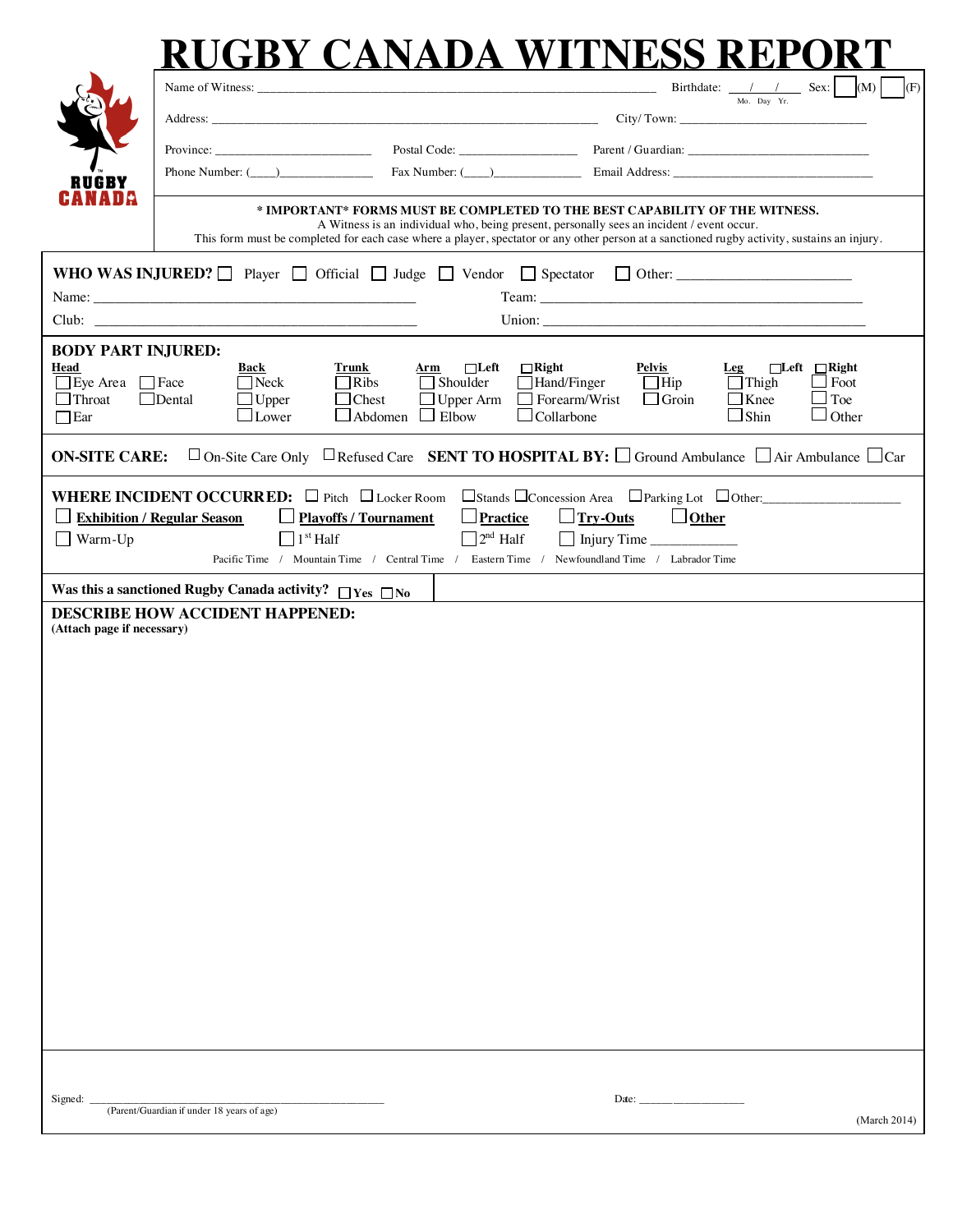# RUGBY CANADA WITNESS REPORT

RUGBY CANADA

Name of Witness: ______________________________________________ Birthdate: ___/___/___ (Mo. Day Yr.) Sex: ☐ (M) ☐ (F)

Address: ______________________________________________ City/ Town: ______________________

Province: ____________________ Postal Code: ________________ Parent / Guardian: ______________________

Phone Number: (____)____________ Fax Number: (____)____________ Email Address: ______________________

**\* IMPORTANT\* FORMS MUST BE COMPLETED TO THE BEST CAPABILITY OF THE WITNESS.**

A Witness is an individual who, being present, personally sees an incident / event occur.

This form must be completed for each case where a player, spectator or any other person at a sanctioned rugby activity, sustains an injury.

**WHO WAS INJURED?** ☐ Player ☐ Official ☐ Judge ☐ Vendor ☐ Spectator ☐ Other: ____________________

Name: ______________________________________ Team: ______________________________________

Club: ______________________________________ Union: ______________________________________

**BODY PART INJURED:**

| Head | | Back | Trunk | Arm ☐Left | ☐Right | Pelvis | Leg ☐Left | ☐Right |
|---|---|---|---|---|---|---|---|---|
| ☐ Eye Area | ☐ Face | ☐ Neck | ☐ Ribs | ☐ Shoulder | ☐ Hand/Finger | ☐ Hip | ☐ Thigh | ☐ Foot |
| ☐ Throat | ☐ Dental | ☐ Upper | ☐ Chest | ☐ Upper Arm | ☐ Forearm/Wrist | ☐ Groin | ☐ Knee | ☐ Toe |
| ☐ Ear | | ☐ Lower | ☐ Abdomen | ☐ Elbow | ☐ Collarbone | | ☐ Shin | ☐ Other |

**ON-SITE CARE:** ☐ On-Site Care Only ☐ Refused Care **SENT TO HOSPITAL BY:** ☐ Ground Ambulance ☐ Air Ambulance ☐ Car

**WHERE INCIDENT OCCURRED:** ☐ Pitch ☐ Locker Room ☐ Stands ☐ Concession Area ☐ Parking Lot ☐ Other: ____________________

☐ **Exhibition / Regular Season** ☐ **Playoffs / Tournament** ☐ **Practice** ☐ **Try-Outs** ☐ **Other**

☐ Warm-Up ☐ 1st Half ☐ 2nd Half ☐ Injury Time ____________

Pacific Time / Mountain Time / Central Time / Eastern Time / Newfoundland Time / Labrador Time

**Was this a sanctioned Rugby Canada activity?** ☐ **Yes** ☐ **No**

**DESCRIBE HOW ACCIDENT HAPPENED:**
**(Attach page if necessary)**

Signed: ______________________________________ Date: __________________
(Parent/Guardian if under 18 years of age)

(March 2014)